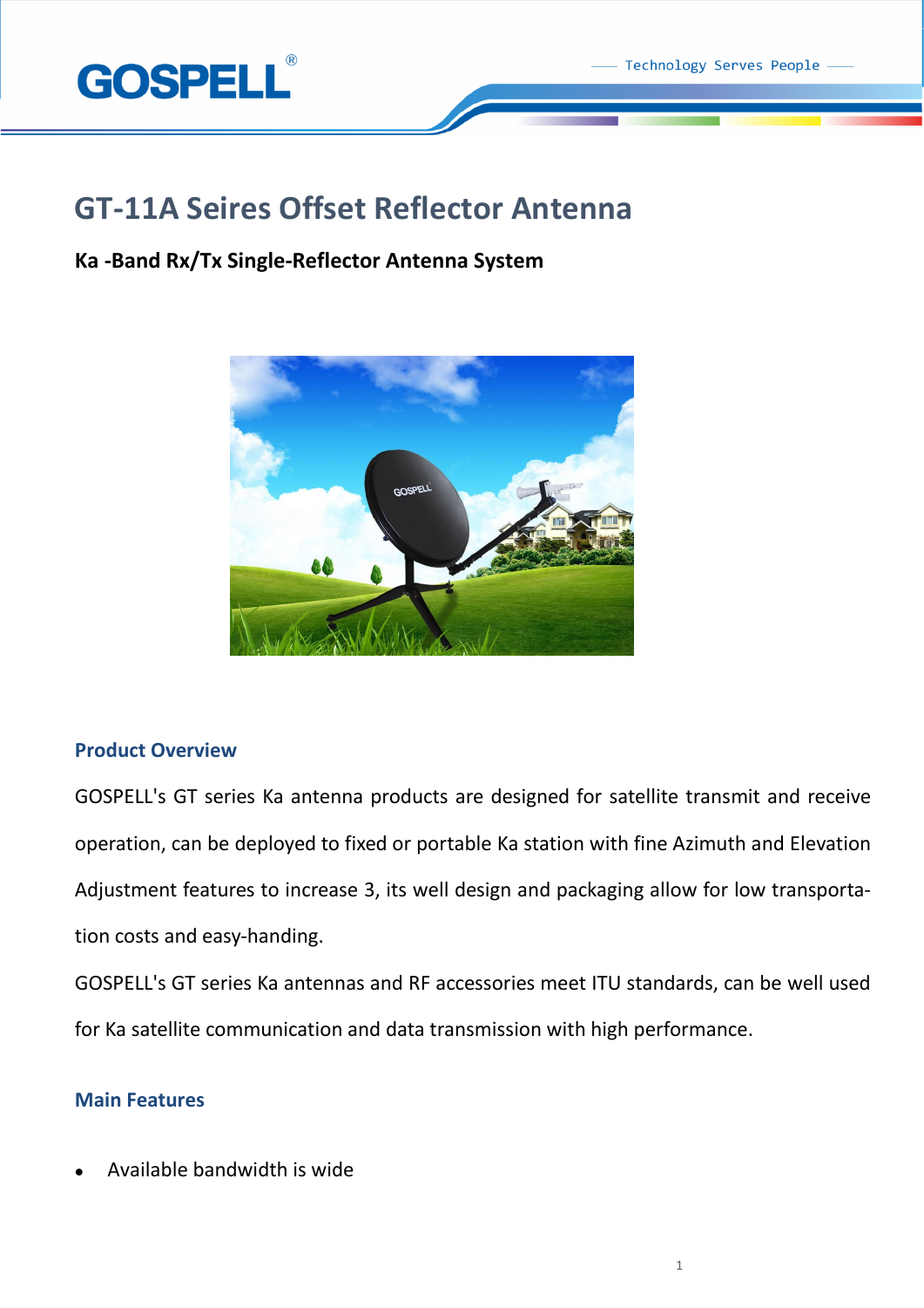# GT-11A Seires Offset Reflector Antenna

**Ka -Band Rx/Tx Single-Reflector Antenna System**

## Product Overview

GOSPELL's GT series Ka antenna products are designed for satellite transmit and receive operation, can be deployed to fixed or portable Ka station with fine Azimuth and Elevation Adjustment features to increase 3, its well design and packaging allow for low transportation costs and easy-handing.

GOSPELL's GT series Ka antennas and RF accessories meet ITU standards, can be well used for Ka satellite communication and data transmission with high performance.

## Main Features

- Available bandwidth is wide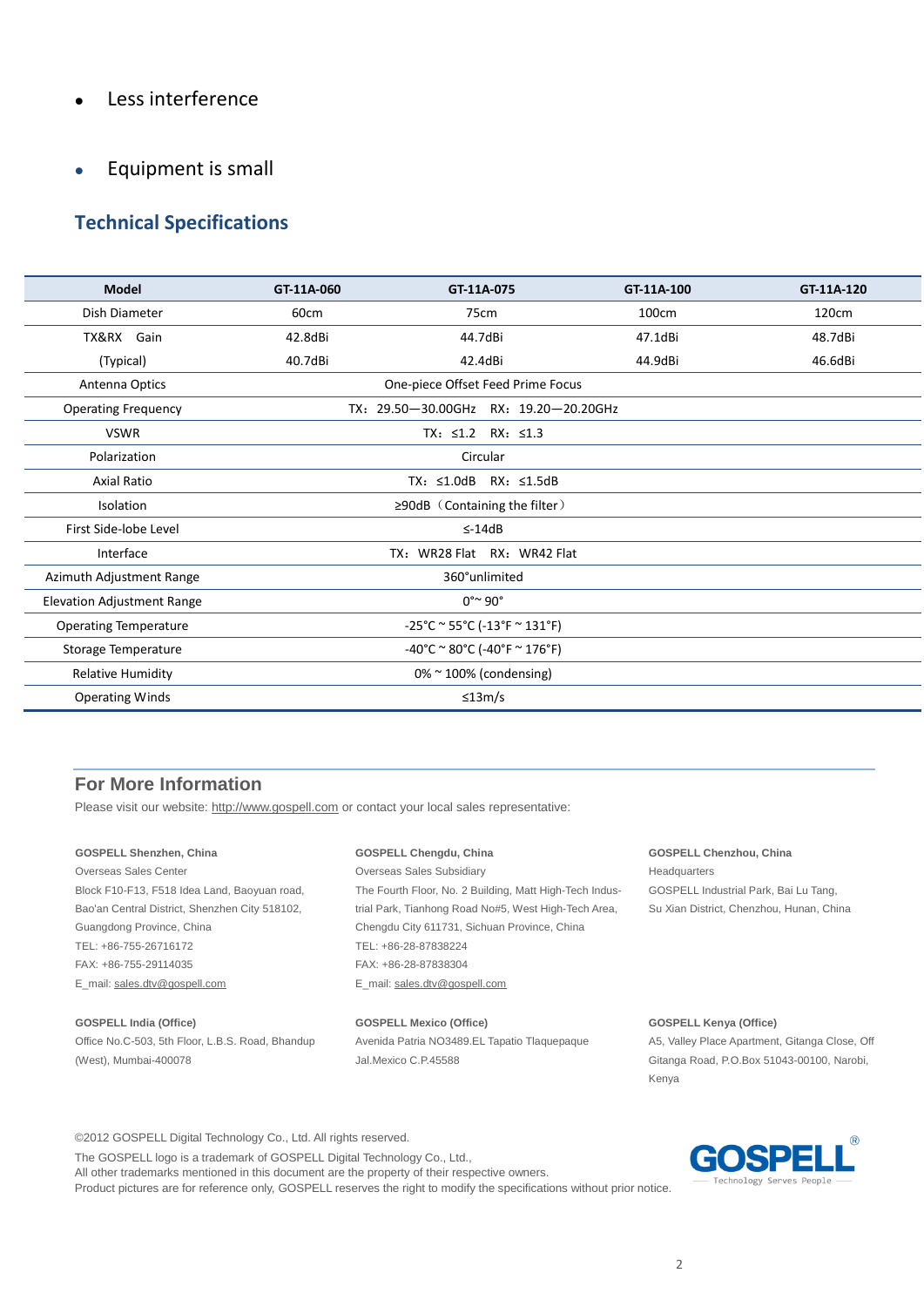- Less interference
- Equipment is small

## Technical Specifications

| Model | GT-11A-060 | GT-11A-075 | GT-11A-100 | GT-11A-120 |
|---|---|---|---|---|
| Dish Diameter | 60cm | 75cm | 100cm | 120cm |
| TX&RX Gain | 42.8dBi | 44.7dBi | 47.1dBi | 48.7dBi |
| (Typical) | 40.7dBi | 42.4dBi | 44.9dBi | 46.6dBi |
| Antenna Optics | One-piece Offset Feed Prime Focus | | | |
| Operating Frequency | TX：29.50—30.00GHz RX：19.20—20.20GHz | | | |
| VSWR | TX：≤1.2 RX：≤1.3 | | | |
| Polarization | Circular | | | |
| Axial Ratio | TX：≤1.0dB RX：≤1.5dB | | | |
| Isolation | ≥90dB（Containing the filter） | | | |
| First Side-lobe Level | ≤-14dB | | | |
| Interface | TX：WR28 Flat RX：WR42 Flat | | | |
| Azimuth Adjustment Range | 360°unlimited | | | |
| Elevation Adjustment Range | 0°~ 90° | | | |
| Operating Temperature | -25°C ~ 55°C (-13°F ~ 131°F) | | | |
| Storage Temperature | -40°C ~ 80°C (-40°F ~ 176°F) | | | |
| Relative Humidity | 0% ~ 100% (condensing) | | | |
| Operating Winds | ≤13m/s | | | |

## For More Information

Please visit our website: http://www.gospell.com or contact your local sales representative:

**GOSPELL Shenzhen, China**
Overseas Sales Center
Block F10-F13, F518 Idea Land, Baoyuan road, Bao'an Central District, Shenzhen City 518102, Guangdong Province, China
TEL: +86-755-26716172
FAX: +86-755-29114035
E_mail: sales.dtv@gospell.com

**GOSPELL Chengdu, China**
Overseas Sales Subsidiary
The Fourth Floor, No. 2 Building, Matt High-Tech Industrial Park, Tianhong Road No#5, West High-Tech Area, Chengdu City 611731, Sichuan Province, China
TEL: +86-28-87838224
FAX: +86-28-87838304
E_mail: sales.dtv@gospell.com

**GOSPELL Chenzhou, China**
Headquarters
GOSPELL Industrial Park, Bai Lu Tang, Su Xian District, Chenzhou, Hunan, China

**GOSPELL India (Office)**
Office No.C-503, 5th Floor, L.B.S. Road, Bhandup (West), Mumbai-400078

**GOSPELL Mexico (Office)**
Avenida Patria NO3489.EL Tapatio Tlaquepaque Jal.Mexico C.P.45588

**GOSPELL Kenya (Office)**
A5, Valley Place Apartment, Gitanga Close, Off Gitanga Road, P.O.Box 51043-00100, Narobi, Kenya

©2012 GOSPELL Digital Technology Co., Ltd. All rights reserved.
The GOSPELL logo is a trademark of GOSPELL Digital Technology Co., Ltd.,
All other trademarks mentioned in this document are the property of their respective owners.
Product pictures are for reference only, GOSPELL reserves the right to modify the specifications without prior notice.

GOSPELL®
Technology Serves People